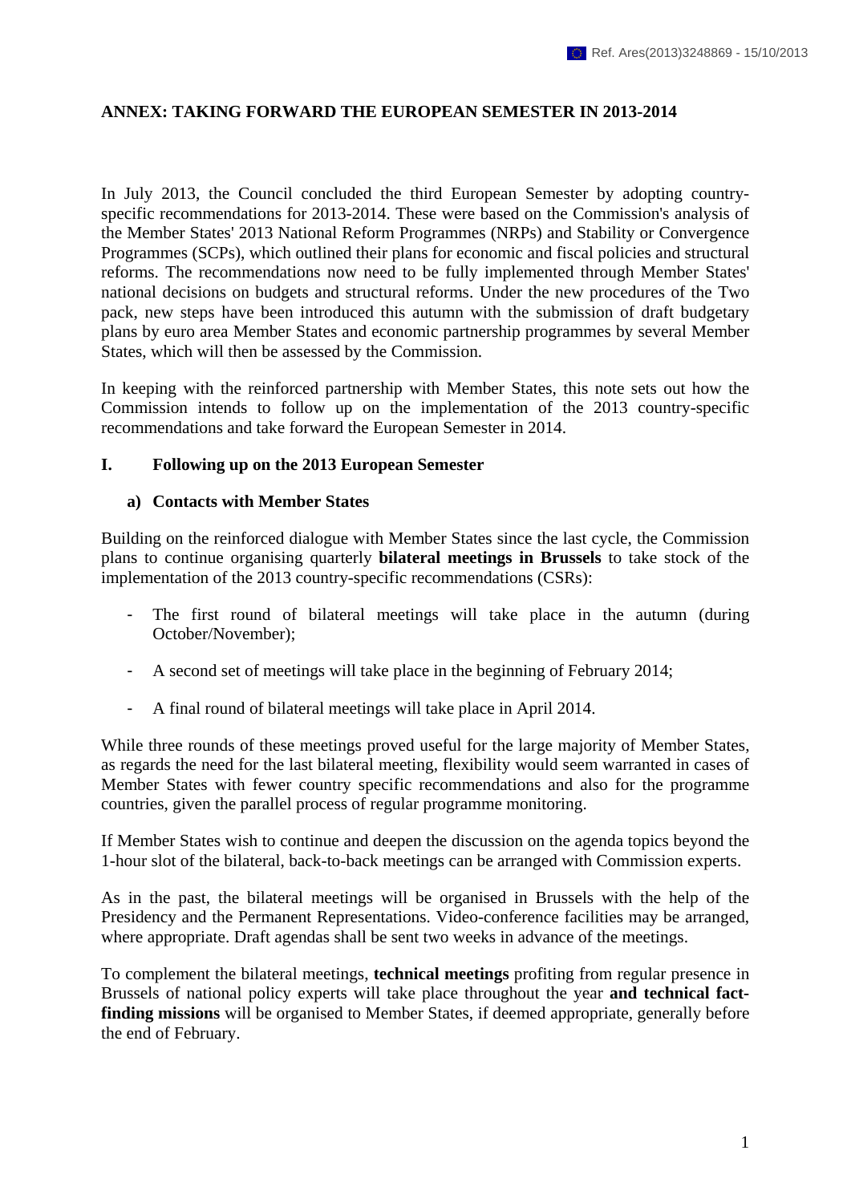Ref. Ares(2013)3248869 - 15/10/2013

**ANNEX: TAKING FORWARD THE EUROPEAN SEMESTER IN 2013-2014**

In July 2013, the Council concluded the third European Semester by adopting country-specific recommendations for 2013-2014. These were based on the Commission's analysis of the Member States' 2013 National Reform Programmes (NRPs) and Stability or Convergence Programmes (SCPs), which outlined their plans for economic and fiscal policies and structural reforms. The recommendations now need to be fully implemented through Member States' national decisions on budgets and structural reforms. Under the new procedures of the Two pack, new steps have been introduced this autumn with the submission of draft budgetary plans by euro area Member States and economic partnership programmes by several Member States, which will then be assessed by the Commission.

In keeping with the reinforced partnership with Member States, this note sets out how the Commission intends to follow up on the implementation of the 2013 country-specific recommendations and take forward the European Semester in 2014.

## I. Following up on the 2013 European Semester

### a) Contacts with Member States

Building on the reinforced dialogue with Member States since the last cycle, the Commission plans to continue organising quarterly **bilateral meetings in Brussels** to take stock of the implementation of the 2013 country-specific recommendations (CSRs):

- The first round of bilateral meetings will take place in the autumn (during October/November);
- A second set of meetings will take place in the beginning of February 2014;
- A final round of bilateral meetings will take place in April 2014.

While three rounds of these meetings proved useful for the large majority of Member States, as regards the need for the last bilateral meeting, flexibility would seem warranted in cases of Member States with fewer country specific recommendations and also for the programme countries, given the parallel process of regular programme monitoring.

If Member States wish to continue and deepen the discussion on the agenda topics beyond the 1-hour slot of the bilateral, back-to-back meetings can be arranged with Commission experts.

As in the past, the bilateral meetings will be organised in Brussels with the help of the Presidency and the Permanent Representations. Video-conference facilities may be arranged, where appropriate. Draft agendas shall be sent two weeks in advance of the meetings.

To complement the bilateral meetings, **technical meetings** profiting from regular presence in Brussels of national policy experts will take place throughout the year **and technical fact-finding missions** will be organised to Member States, if deemed appropriate, generally before the end of February.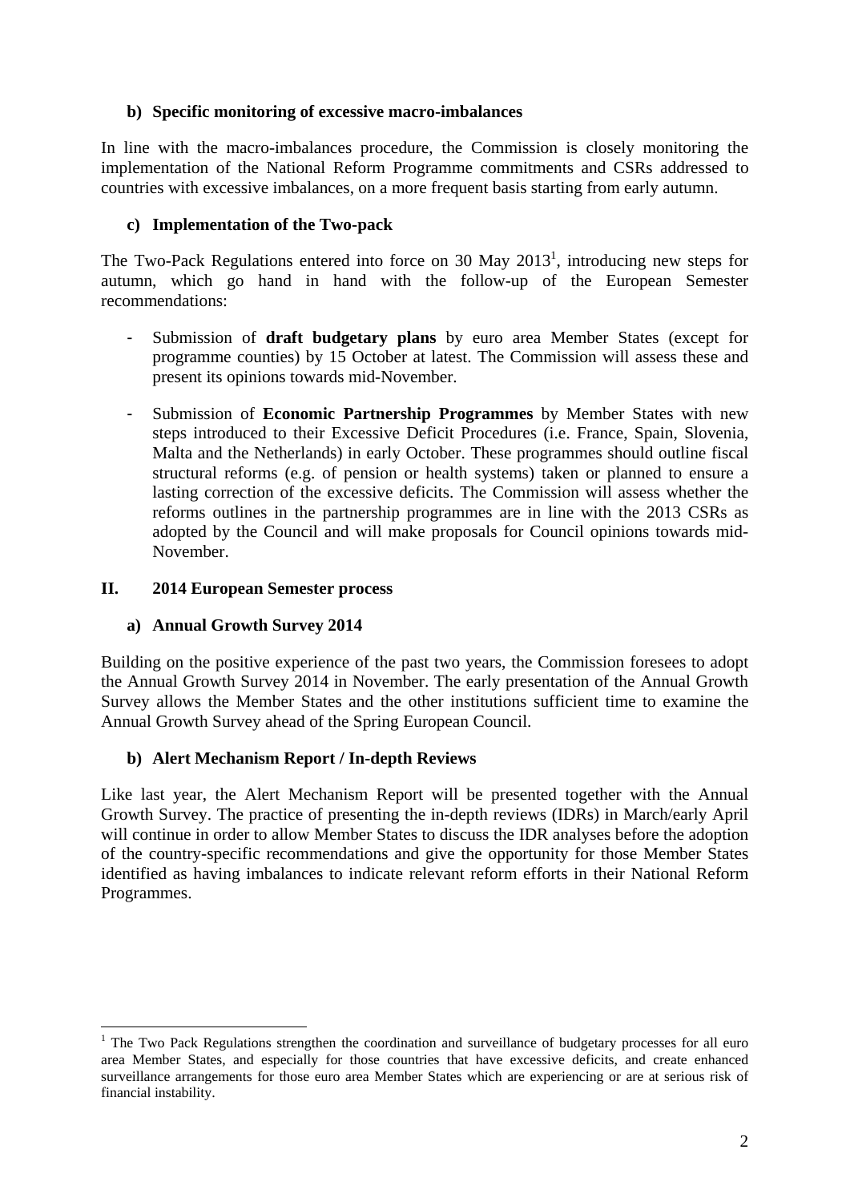### b) Specific monitoring of excessive macro-imbalances

In line with the macro-imbalances procedure, the Commission is closely monitoring the implementation of the National Reform Programme commitments and CSRs addressed to countries with excessive imbalances, on a more frequent basis starting from early autumn.

### c) Implementation of the Two-pack

The Two-Pack Regulations entered into force on 30 May 2013[1], introducing new steps for autumn, which go hand in hand with the follow-up of the European Semester recommendations:

- Submission of **draft budgetary plans** by euro area Member States (except for programme counties) by 15 October at latest. The Commission will assess these and present its opinions towards mid-November.

- Submission of **Economic Partnership Programmes** by Member States with new steps introduced to their Excessive Deficit Procedures (i.e. France, Spain, Slovenia, Malta and the Netherlands) in early October. These programmes should outline fiscal structural reforms (e.g. of pension or health systems) taken or planned to ensure a lasting correction of the excessive deficits. The Commission will assess whether the reforms outlines in the partnership programmes are in line with the 2013 CSRs as adopted by the Council and will make proposals for Council opinions towards mid-November.

## II. 2014 European Semester process

### a) Annual Growth Survey 2014

Building on the positive experience of the past two years, the Commission foresees to adopt the Annual Growth Survey 2014 in November. The early presentation of the Annual Growth Survey allows the Member States and the other institutions sufficient time to examine the Annual Growth Survey ahead of the Spring European Council.

### b) Alert Mechanism Report / In-depth Reviews

Like last year, the Alert Mechanism Report will be presented together with the Annual Growth Survey. The practice of presenting the in-depth reviews (IDRs) in March/early April will continue in order to allow Member States to discuss the IDR analyses before the adoption of the country-specific recommendations and give the opportunity for those Member States identified as having imbalances to indicate relevant reform efforts in their National Reform Programmes.

---

[1] The Two Pack Regulations strengthen the coordination and surveillance of budgetary processes for all euro area Member States, and especially for those countries that have excessive deficits, and create enhanced surveillance arrangements for those euro area Member States which are experiencing or are at serious risk of financial instability.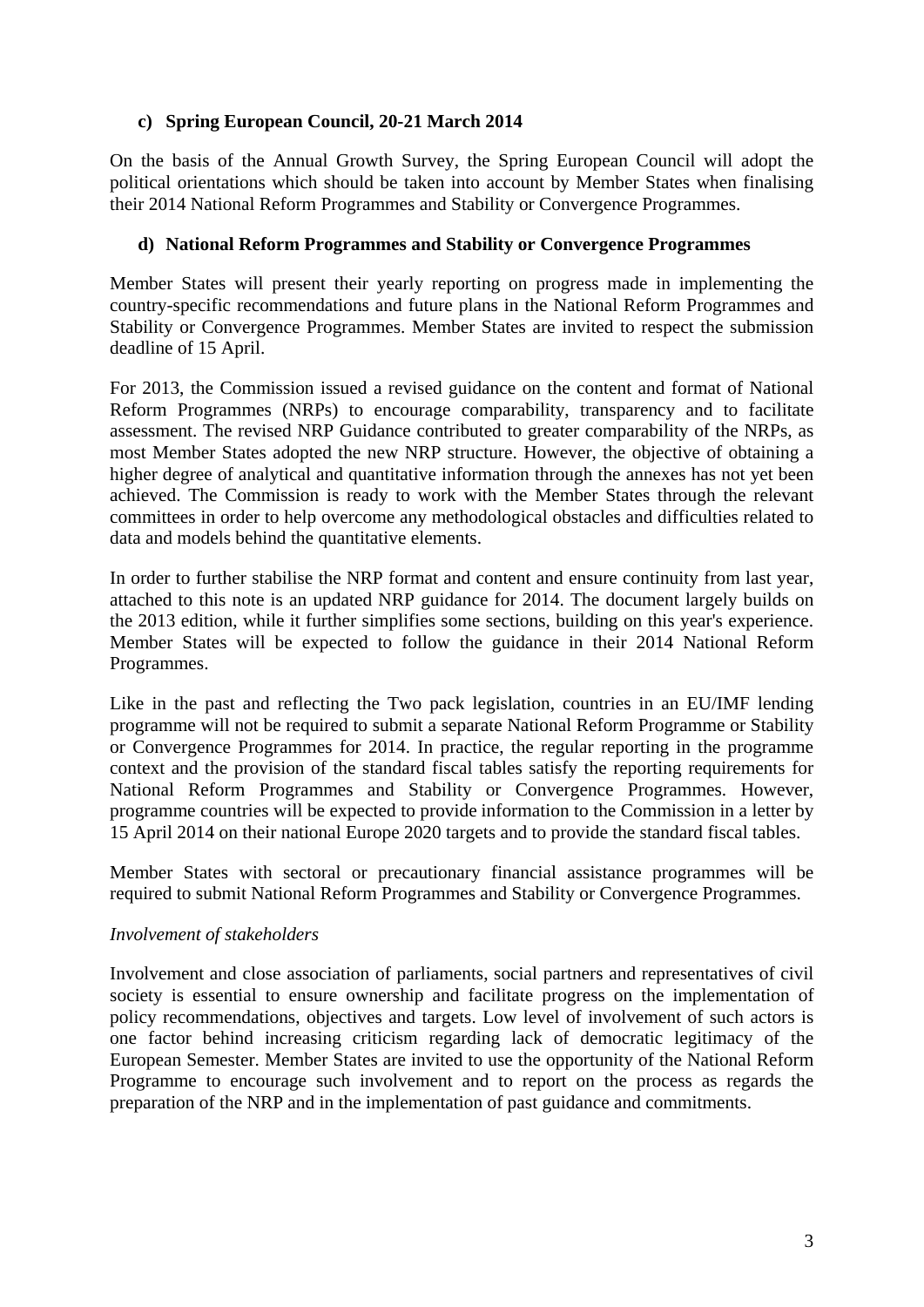### c) Spring European Council, 20-21 March 2014

On the basis of the Annual Growth Survey, the Spring European Council will adopt the political orientations which should be taken into account by Member States when finalising their 2014 National Reform Programmes and Stability or Convergence Programmes.

### d) National Reform Programmes and Stability or Convergence Programmes

Member States will present their yearly reporting on progress made in implementing the country-specific recommendations and future plans in the National Reform Programmes and Stability or Convergence Programmes. Member States are invited to respect the submission deadline of 15 April.

For 2013, the Commission issued a revised guidance on the content and format of National Reform Programmes (NRPs) to encourage comparability, transparency and to facilitate assessment. The revised NRP Guidance contributed to greater comparability of the NRPs, as most Member States adopted the new NRP structure. However, the objective of obtaining a higher degree of analytical and quantitative information through the annexes has not yet been achieved. The Commission is ready to work with the Member States through the relevant committees in order to help overcome any methodological obstacles and difficulties related to data and models behind the quantitative elements.

In order to further stabilise the NRP format and content and ensure continuity from last year, attached to this note is an updated NRP guidance for 2014. The document largely builds on the 2013 edition, while it further simplifies some sections, building on this year's experience. Member States will be expected to follow the guidance in their 2014 National Reform Programmes.

Like in the past and reflecting the Two pack legislation, countries in an EU/IMF lending programme will not be required to submit a separate National Reform Programme or Stability or Convergence Programmes for 2014. In practice, the regular reporting in the programme context and the provision of the standard fiscal tables satisfy the reporting requirements for National Reform Programmes and Stability or Convergence Programmes. However, programme countries will be expected to provide information to the Commission in a letter by 15 April 2014 on their national Europe 2020 targets and to provide the standard fiscal tables.

Member States with sectoral or precautionary financial assistance programmes will be required to submit National Reform Programmes and Stability or Convergence Programmes.

*Involvement of stakeholders*

Involvement and close association of parliaments, social partners and representatives of civil society is essential to ensure ownership and facilitate progress on the implementation of policy recommendations, objectives and targets. Low level of involvement of such actors is one factor behind increasing criticism regarding lack of democratic legitimacy of the European Semester. Member States are invited to use the opportunity of the National Reform Programme to encourage such involvement and to report on the process as regards the preparation of the NRP and in the implementation of past guidance and commitments.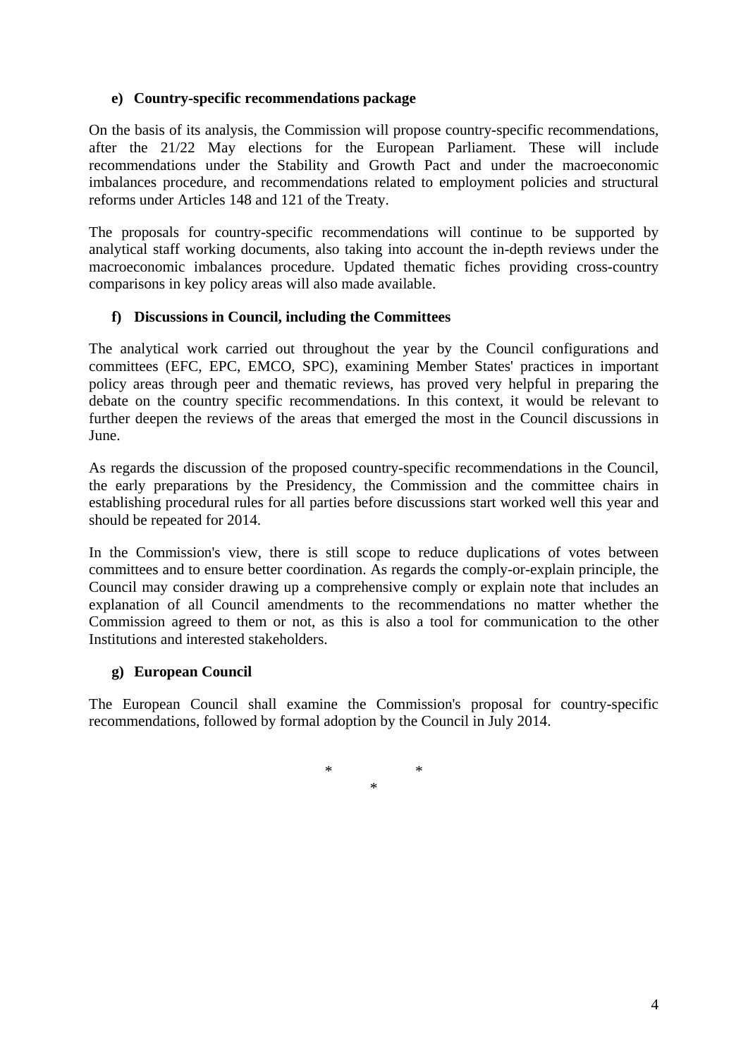#### e) Country-specific recommendations package

On the basis of its analysis, the Commission will propose country-specific recommendations, after the 21/22 May elections for the European Parliament. These will include recommendations under the Stability and Growth Pact and under the macroeconomic imbalances procedure, and recommendations related to employment policies and structural reforms under Articles 148 and 121 of the Treaty.

The proposals for country-specific recommendations will continue to be supported by analytical staff working documents, also taking into account the in-depth reviews under the macroeconomic imbalances procedure. Updated thematic fiches providing cross-country comparisons in key policy areas will also made available.

#### f) Discussions in Council, including the Committees

The analytical work carried out throughout the year by the Council configurations and committees (EFC, EPC, EMCO, SPC), examining Member States' practices in important policy areas through peer and thematic reviews, has proved very helpful in preparing the debate on the country specific recommendations. In this context, it would be relevant to further deepen the reviews of the areas that emerged the most in the Council discussions in June.

As regards the discussion of the proposed country-specific recommendations in the Council, the early preparations by the Presidency, the Commission and the committee chairs in establishing procedural rules for all parties before discussions start worked well this year and should be repeated for 2014.

In the Commission's view, there is still scope to reduce duplications of votes between committees and to ensure better coordination. As regards the comply-or-explain principle, the Council may consider drawing up a comprehensive comply or explain note that includes an explanation of all Council amendments to the recommendations no matter whether the Commission agreed to them or not, as this is also a tool for communication to the other Institutions and interested stakeholders.

#### g) European Council

The European Council shall examine the Commission's proposal for country-specific recommendations, followed by formal adoption by the Council in July 2014.

\*       \*
    \*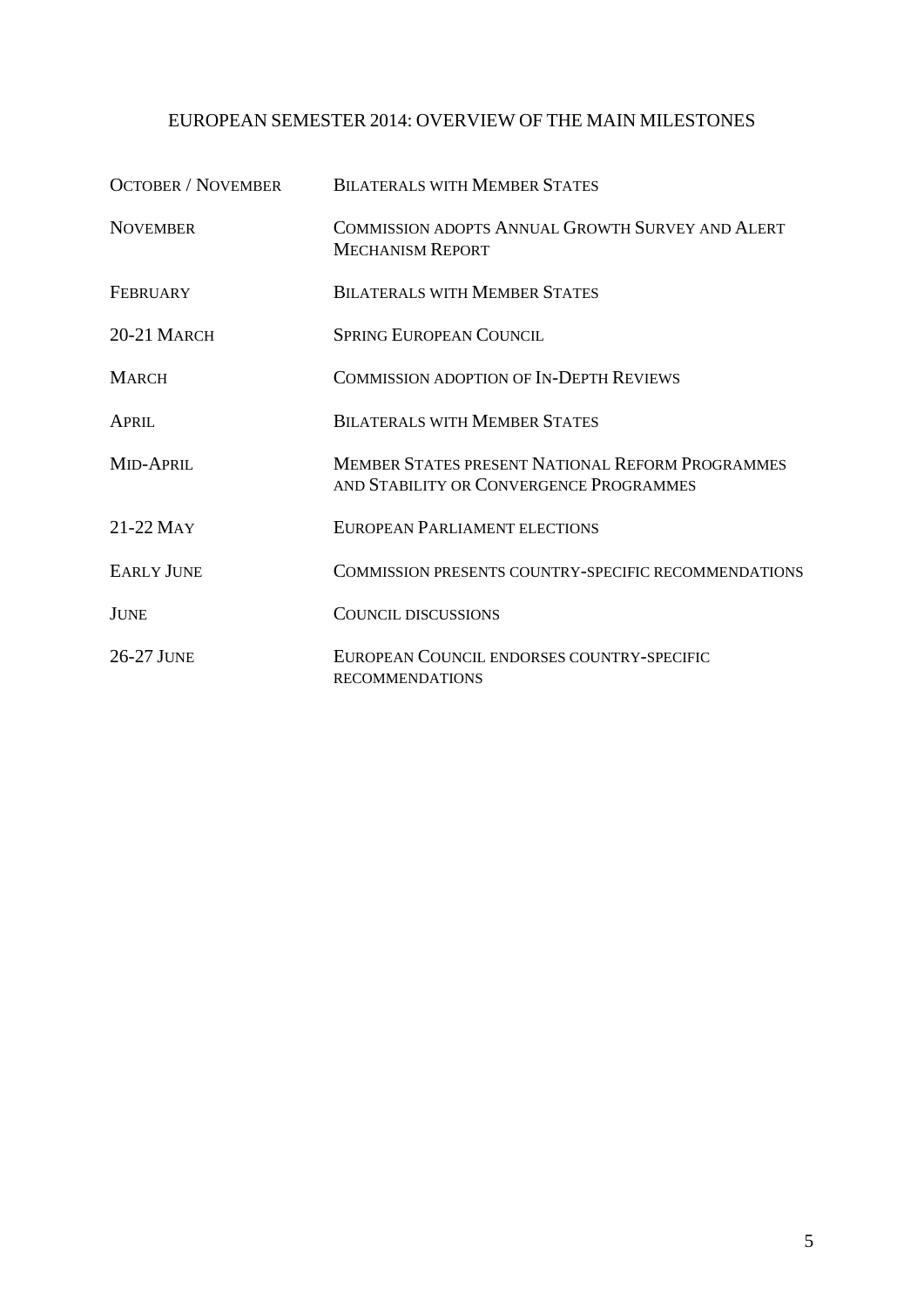## EUROPEAN SEMESTER 2014: OVERVIEW OF THE MAIN MILESTONES

| | |
|---|---|
| October / November | Bilaterals with Member States |
| November | Commission adopts Annual Growth Survey and Alert Mechanism Report |
| February | Bilaterals with Member States |
| 20-21 March | Spring European Council |
| March | Commission adoption of In-Depth Reviews |
| April | Bilaterals with Member States |
| Mid-April | Member States present National Reform Programmes and Stability or Convergence Programmes |
| 21-22 May | European Parliament elections |
| Early June | Commission presents country-specific recommendations |
| June | Council discussions |
| 26-27 June | European Council endorses country-specific recommendations |